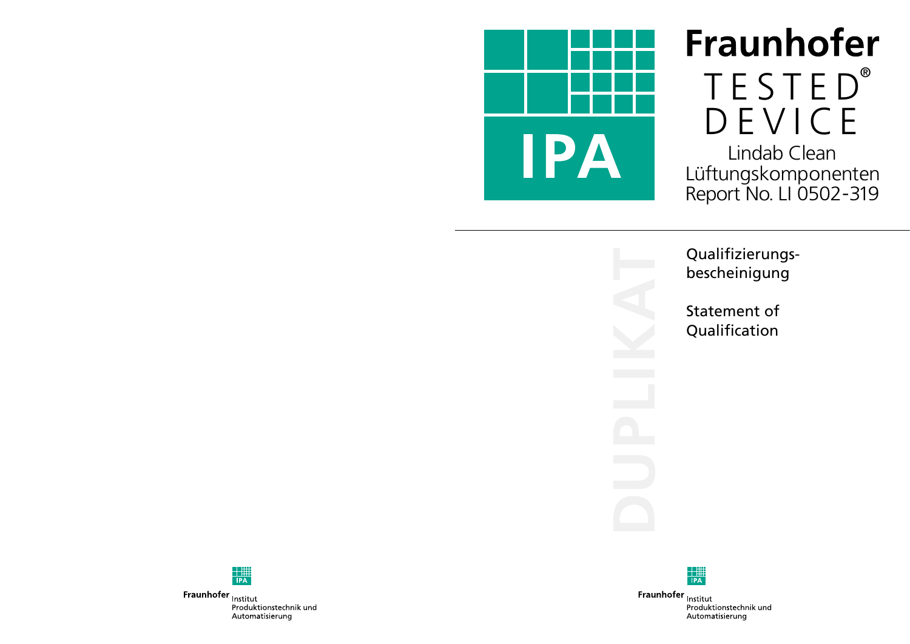# Fraunhofer TESTED® DEVICE

Lindab Clean
Lüftungskomponenten
Report No. LI 0502-319

DUPLIKAT

## Qualifizierungs-bescheinigung

## Statement of Qualification

Fraunhofer Institut
Produktionstechnik und
Automatisierung

Fraunhofer Institut
Produktionstechnik und
Automatisierung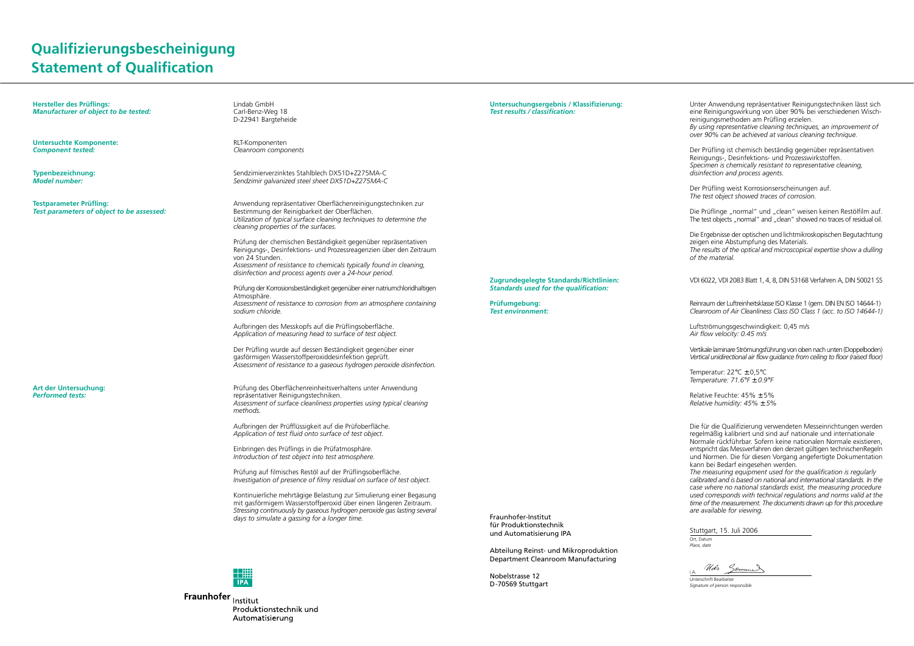# Qualifizierungsbescheinigung
# Statement of Qualification

**Hersteller des Prüflings:**
***Manufacturer of object to be tested:***

Lindab GmbH
Carl-Benz-Weg 18
D-22941 Bargteheide

**Untersuchte Komponente:**
***Component tested:***

RLT-Komponenten
*Cleanroom components*

**Typenbezeichnung:**
***Model number:***

Sendzimierverzinktes Stahlblech DX51D+Z275MA-C
*Sendzimir galvanized steel sheet DX51D+Z275MA-C*

**Testparameter Prüfling:**
***Test parameters of object to be assessed:***

Anwendung repräsentativer Oberflächenreinigungstechniken zur Bestimmung der Reinigbarkeit der Oberflächen.
*Utilization of typical surface cleaning techniques to determine the cleaning properties of the surfaces.*

Prüfung der chemischen Beständigkeit gegenüber repräsentativen Reinigungs-, Desinfektions- und Prozessreagenzien über den Zeitraum von 24 Stunden.
*Assessment of resistance to chemicals typically found in cleaning, disinfection and process agents over a 24-hour period.*

Prüfung der Korrosionsbeständigkeit gegenüber einer natriumchloridhaltigen Atmosphäre.
*Assessment of resistance to corrosion from an atmosphere containing sodium chloride.*

Aufbringen des Messkopfs auf die Prüflingsoberfläche.
*Application of measuring head to surface of test object.*

Der Prüfling wurde auf dessen Beständigkeit gegenüber einer gasförmigen Wasserstoffperoxiddesinfektion geprüft.
*Assessment of resistance to a gaseous hydrogen peroxide disinfection.*

**Art der Untersuchung:**
***Performed tests:***

Prüfung des Oberflächenreinheitsverhaltens unter Anwendung repräsentativer Reinigungstechniken.
*Assessment of surface cleanliness properties using typical cleaning methods.*

Aufbringen der Prüfflüssigkeit auf die Prüfoberfläche.
*Application of test fluid onto surface of test object.*

Einbringen des Prüflings in die Prüfatmosphäre.
*Introduction of test object into test atmosphere.*

Prüfung auf filmisches Restöl auf der Prüflingsoberfläche.
*Investigation of presence of filmy residual on surface of test object.*

Kontinuierliche mehrtägige Belastung zur Simulierung einer Begasung mit gasförmigem Wasserstoffperoxid über einen längeren Zeitraum.
*Stressing continuously by gaseous hydrogen peroxide gas lasting several days to simulate a gassing for a longer time.*

Fraunhofer Institut
Produktionstechnik und
Automatisierung

**Untersuchungsergebnis / Klassifizierung:**
***Test results / classification:***

Unter Anwendung repräsentativer Reinigungstechniken lässt sich eine Reinigungswirkung von über 90% bei verschiedenen Wischreinigungsmethoden am Prüfling erzielen.
*By using representative cleaning techniques, an improvement of over 90% can be achieved at various cleaning technique.*

Der Prüfling ist chemisch beständig gegenüber repräsentativen Reinigungs-, Desinfektions- und Prozesswirkstoffen.
*Specimen is chemically resistant to representative cleaning, disinfection and process agents.*

Der Prüfling weist Korrosionserscheinungen auf.
*The test object showed traces of corrosion.*

Die Prüflinge „normal" und „clean" weisen keinen Restölfilm auf.
The test objects „normal" and „clean" showed no traces of residual oil.

Die Ergebnisse der optischen und lichtmikroskopischen Begutachtung zeigen eine Abstumpfung des Materials.
*The results of the optical and microscopical expertise show a dulling of the material.*

**Zugrundegelegte Standards/Richtlinien:**
***Standards used for the qualification:***

VDI 6022, VDI 2083 Blatt 1, 4, 8, DIN 53168 Verfahren A, DIN 50021 SS

**Prüfumgebung:**
***Test environment:***

Reinraum der Luftreinheitsklasse ISO Klasse 1 (gem. DIN EN ISO 14644-1)
*Cleanroom of Air Cleanliness Class ISO Class 1 (acc. to ISO 14644-1)*

Luftströmungsgeschwindigkeit: 0,45 m/s
*Air flow velocity: 0.45 m/s*

Vertikale laminare Strömungsführung von oben nach unten (Doppelboden)
*Vertical unidirectional air flow guidance from ceiling to floor (raised floor)*

Temperatur: 22°C ± 0,5°C
*Temperature: 71.6°F ± 0.9°F*

Relative Feuchte: 45% ± 5%
*Relative humidity: 45% ± 5%*

Die für die Qualifizierung verwendeten Messeinrichtungen werden regelmäßig kalibriert und sind auf nationale und internationale Normale rückführbar. Sofern keine nationalen Normale existieren, entspricht das Messverfahren den derzeit gültigen technischenRegeln und Normen. Die für diesen Vorgang angefertigte Dokumentation kann bei Bedarf eingesehen werden.
*The measuring equipment used for the qualification is regularly calibrated and is based on national and international standards. In the case where no national standards exist, the measuring procedure used corresponds with technical regulations and norms valid at the time of the measurement. The documents drawn up for this procedure are available for viewing.*

Fraunhofer-Institut
für Produktionstechnik
und Automatisierung IPA

Abteilung Reinst- und Mikroproduktion
Department Cleanroom Manufacturing

Nobelstrasse 12
D-70569 Stuttgart

Stuttgart, 15. Juli 2006
Ort, Datum
*Place, date*

i.A. Udo Gommel

Unterschrift Bearbeiter
*Signature of person responsible*